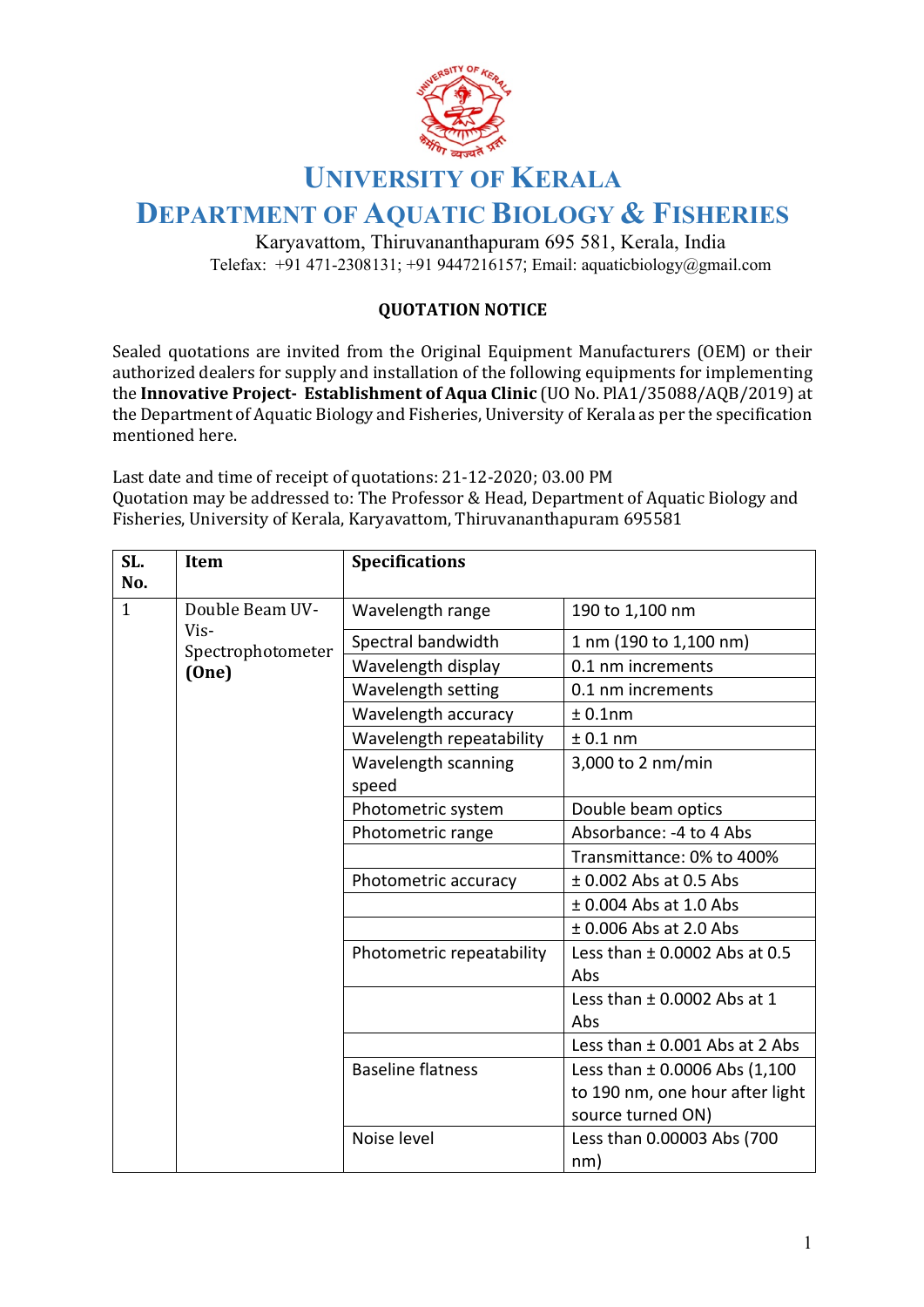# UNIVERSITY OF KERALA
## DEPARTMENT OF AQUATIC BIOLOGY & FISHERIES

Karyavattom, Thiruvananthapuram 695 581, Kerala, India
Telefax: +91 471-2308131; +91 9447216157; Email: aquaticbiology@gmail.com

**QUOTATION NOTICE**

Sealed quotations are invited from the Original Equipment Manufacturers (OEM) or their authorized dealers for supply and installation of the following equipments for implementing the **Innovative Project- Establishment of Aqua Clinic** (UO No. PlA1/35088/AQB/2019) at the Department of Aquatic Biology and Fisheries, University of Kerala as per the specification mentioned here.

Last date and time of receipt of quotations: 21-12-2020; 03.00 PM
Quotation may be addressed to: The Professor & Head, Department of Aquatic Biology and Fisheries, University of Kerala, Karyavattom, Thiruvananthapuram 695581

| SL. No. | Item | Specifications | |
|---|---|---|---|
| 1 | Double Beam UV-Vis-Spectrophotometer **(One)** | Wavelength range | 190 to 1,100 nm |
| | | Spectral bandwidth | 1 nm (190 to 1,100 nm) |
| | | Wavelength display | 0.1 nm increments |
| | | Wavelength setting | 0.1 nm increments |
| | | Wavelength accuracy | ± 0.1nm |
| | | Wavelength repeatability | ± 0.1 nm |
| | | Wavelength scanning speed | 3,000 to 2 nm/min |
| | | Photometric system | Double beam optics |
| | | Photometric range | Absorbance: -4 to 4 Abs |
| | | | Transmittance: 0% to 400% |
| | | Photometric accuracy | ± 0.002 Abs at 0.5 Abs |
| | | | ± 0.004 Abs at 1.0 Abs |
| | | | ± 0.006 Abs at 2.0 Abs |
| | | Photometric repeatability | Less than ± 0.0002 Abs at 0.5 Abs |
| | | | Less than ± 0.0002 Abs at 1 Abs |
| | | | Less than ± 0.001 Abs at 2 Abs |
| | | Baseline flatness | Less than ± 0.0006 Abs (1,100 to 190 nm, one hour after light source turned ON) |
| | | Noise level | Less than 0.00003 Abs (700 nm) |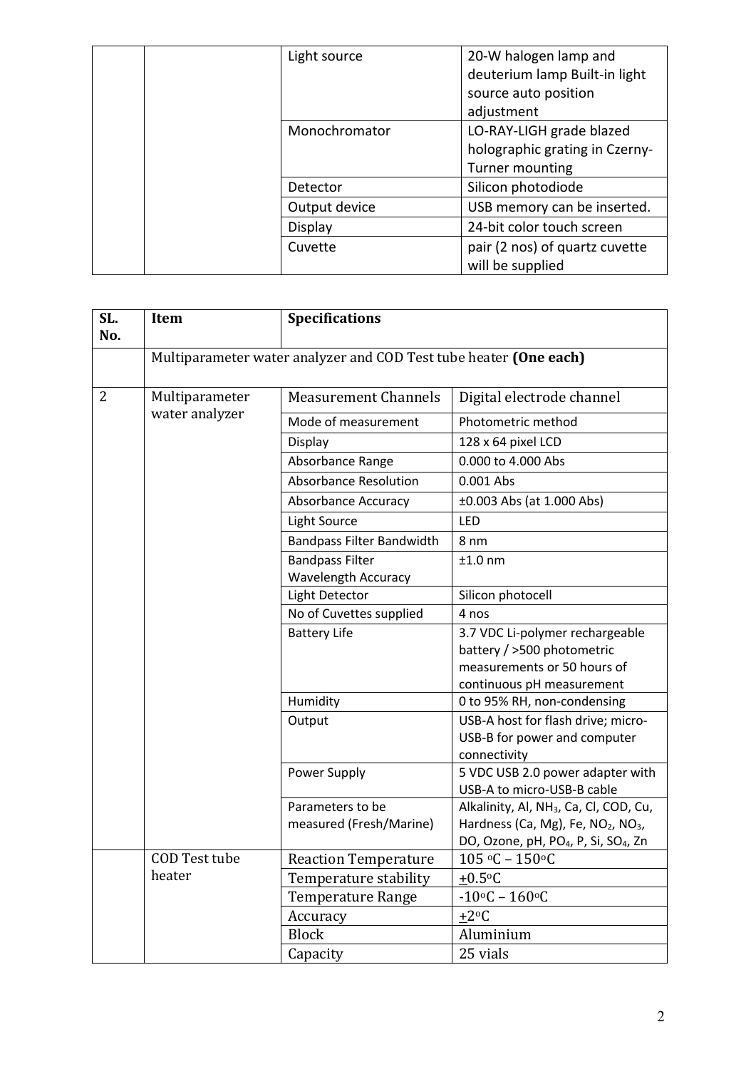| | | | |
|---|---|---|---|
| | | Light source | 20-W halogen lamp and deuterium lamp Built-in light source auto position adjustment |
| | | Monochromator | LO-RAY-LIGH grade blazed holographic grating in Czerny-Turner mounting |
| | | Detector | Silicon photodiode |
| | | Output device | USB memory can be inserted. |
| | | Display | 24-bit color touch screen |
| | | Cuvette | pair (2 nos) of quartz cuvette will be supplied |

| SL. No. | Item | Specifications | |
|---|---|---|---|
| | Multiparameter water analyzer and COD Test tube heater **(One each)** | | |
| 2 | Multiparameter water analyzer | Measurement Channels | Digital electrode channel |
| | | Mode of measurement | Photometric method |
| | | Display | 128 x 64 pixel LCD |
| | | Absorbance Range | 0.000 to 4.000 Abs |
| | | Absorbance Resolution | 0.001 Abs |
| | | Absorbance Accuracy | ±0.003 Abs (at 1.000 Abs) |
| | | Light Source | LED |
| | | Bandpass Filter Bandwidth | 8 nm |
| | | Bandpass Filter Wavelength Accuracy | ±1.0 nm |
| | | Light Detector | Silicon photocell |
| | | No of Cuvettes supplied | 4 nos |
| | | Battery Life | 3.7 VDC Li-polymer rechargeable battery / >500 photometric measurements or 50 hours of continuous pH measurement |
| | | Humidity | 0 to 95% RH, non-condensing |
| | | Output | USB-A host for flash drive; micro-USB-B for power and computer connectivity |
| | | Power Supply | 5 VDC USB 2.0 power adapter with USB-A to micro-USB-B cable |
| | | Parameters to be measured (Fresh/Marine) | Alkalinity, Al, $NH_3$, Ca, Cl, COD, Cu, Hardness (Ca, Mg), Fe, $NO_2$, $NO_3$, DO, Ozone, pH, $PO_4$, P, Si, $SO_4$, Zn |
| | COD Test tube heater | Reaction Temperature | 105 °C – 150°C |
| | | Temperature stability | ±0.5°C |
| | | Temperature Range | -10°C – 160°C |
| | | Accuracy | ±2°C |
| | | Block | Aluminium |
| | | Capacity | 25 vials |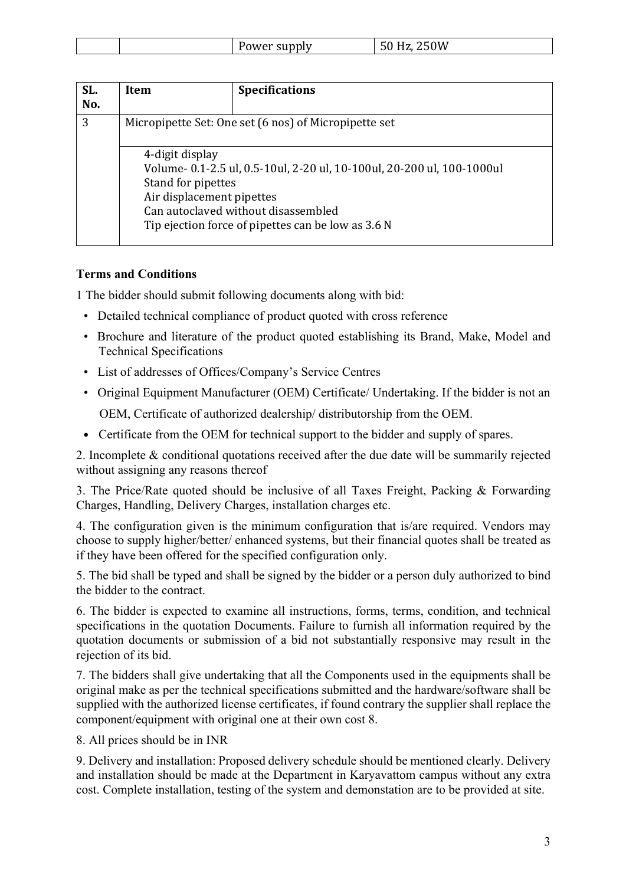|  |  | Power supply | 50 Hz, 250W |
|---|---|---|---|

| SL. No. | Item | Specifications |
|---|---|---|
| 3 | Micropipette Set: One set (6 nos) of Micropipette set | |
| | 4-digit display<br>Volume- 0.1-2.5 ul, 0.5-10ul, 2-20 ul, 10-100ul, 20-200 ul, 100-1000ul<br>Stand for pipettes<br>Air displacement pipettes<br>Can autoclaved without disassembled<br>Tip ejection force of pipettes can be low as 3.6 N | |

**Terms and Conditions**

1 The bidder should submit following documents along with bid:

- Detailed technical compliance of product quoted with cross reference
- Brochure and literature of the product quoted establishing its Brand, Make, Model and Technical Specifications
- List of addresses of Offices/Company's Service Centres
- Original Equipment Manufacturer (OEM) Certificate/ Undertaking. If the bidder is not an OEM, Certificate of authorized dealership/ distributorship from the OEM.
- Certificate from the OEM for technical support to the bidder and supply of spares.

2. Incomplete & conditional quotations received after the due date will be summarily rejected without assigning any reasons thereof

3. The Price/Rate quoted should be inclusive of all Taxes Freight, Packing & Forwarding Charges, Handling, Delivery Charges, installation charges etc.

4. The configuration given is the minimum configuration that is/are required. Vendors may choose to supply higher/better/ enhanced systems, but their financial quotes shall be treated as if they have been offered for the specified configuration only.

5. The bid shall be typed and shall be signed by the bidder or a person duly authorized to bind the bidder to the contract.

6. The bidder is expected to examine all instructions, forms, terms, condition, and technical specifications in the quotation Documents. Failure to furnish all information required by the quotation documents or submission of a bid not substantially responsive may result in the rejection of its bid.

7. The bidders shall give undertaking that all the Components used in the equipments shall be original make as per the technical specifications submitted and the hardware/software shall be supplied with the authorized license certificates, if found contrary the supplier shall replace the component/equipment with original one at their own cost 8.

8. All prices should be in INR

9. Delivery and installation: Proposed delivery schedule should be mentioned clearly. Delivery and installation should be made at the Department in Karyavattom campus without any extra cost. Complete installation, testing of the system and demonstation are to be provided at site.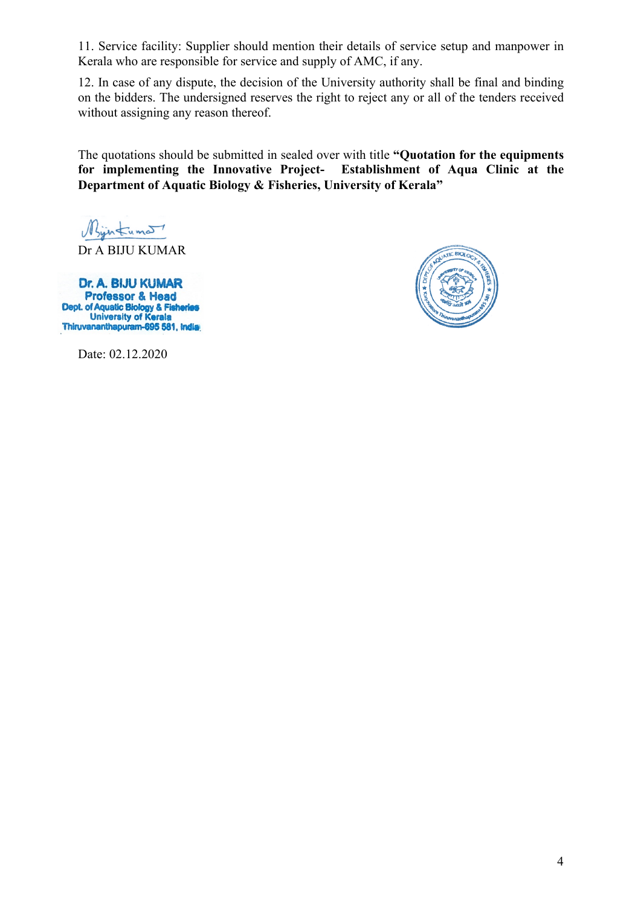11. Service facility: Supplier should mention their details of service setup and manpower in Kerala who are responsible for service and supply of AMC, if any.

12. In case of any dispute, the decision of the University authority shall be final and binding on the bidders. The undersigned reserves the right to reject any or all of the tenders received without assigning any reason thereof.

The quotations should be submitted in sealed over with title **"Quotation for the equipments for implementing the Innovative Project- Establishment of Aqua Clinic at the Department of Aquatic Biology & Fisheries, University of Kerala"**

Dr A BIJU KUMAR

Dr. A. BIJU KUMAR
Professor & Head
Dept. of Aquatic Biology & Fisheries
University of Kerala
Thiruvananthapuram-695 581, India

Date: 02.12.2020